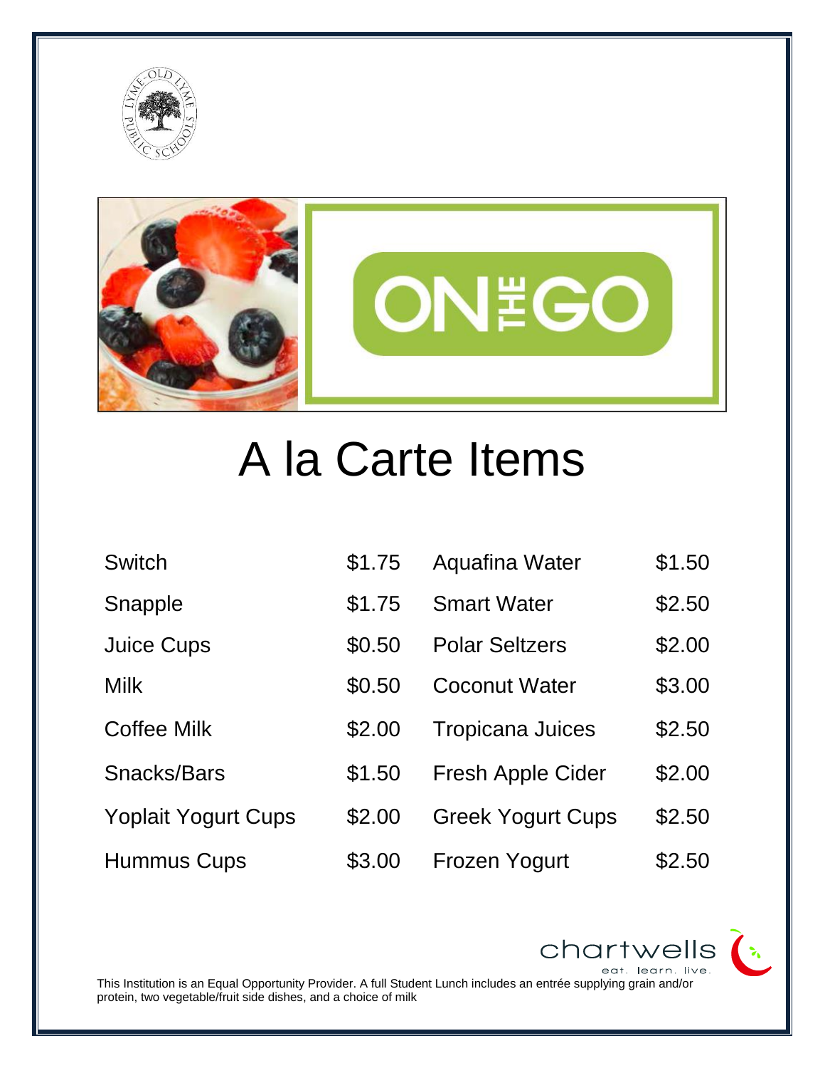# A la Carte Items

| Item | Price | Item | Price |
|---|---|---|---|
| Switch | $1.75 | Aquafina Water | $1.50 |
| Snapple | $1.75 | Smart Water | $2.50 |
| Juice Cups | $0.50 | Polar Seltzers | $2.00 |
| Milk | $0.50 | Coconut Water | $3.00 |
| Coffee Milk | $2.00 | Tropicana Juices | $2.50 |
| Snacks/Bars | $1.50 | Fresh Apple Cider | $2.00 |
| Yoplait Yogurt Cups | $2.00 | Greek Yogurt Cups | $2.50 |
| Hummus Cups | $3.00 | Frozen Yogurt | $2.50 |

This Institution is an Equal Opportunity Provider. A full Student Lunch includes an entrée supplying grain and/or protein, two vegetable/fruit side dishes, and a choice of milk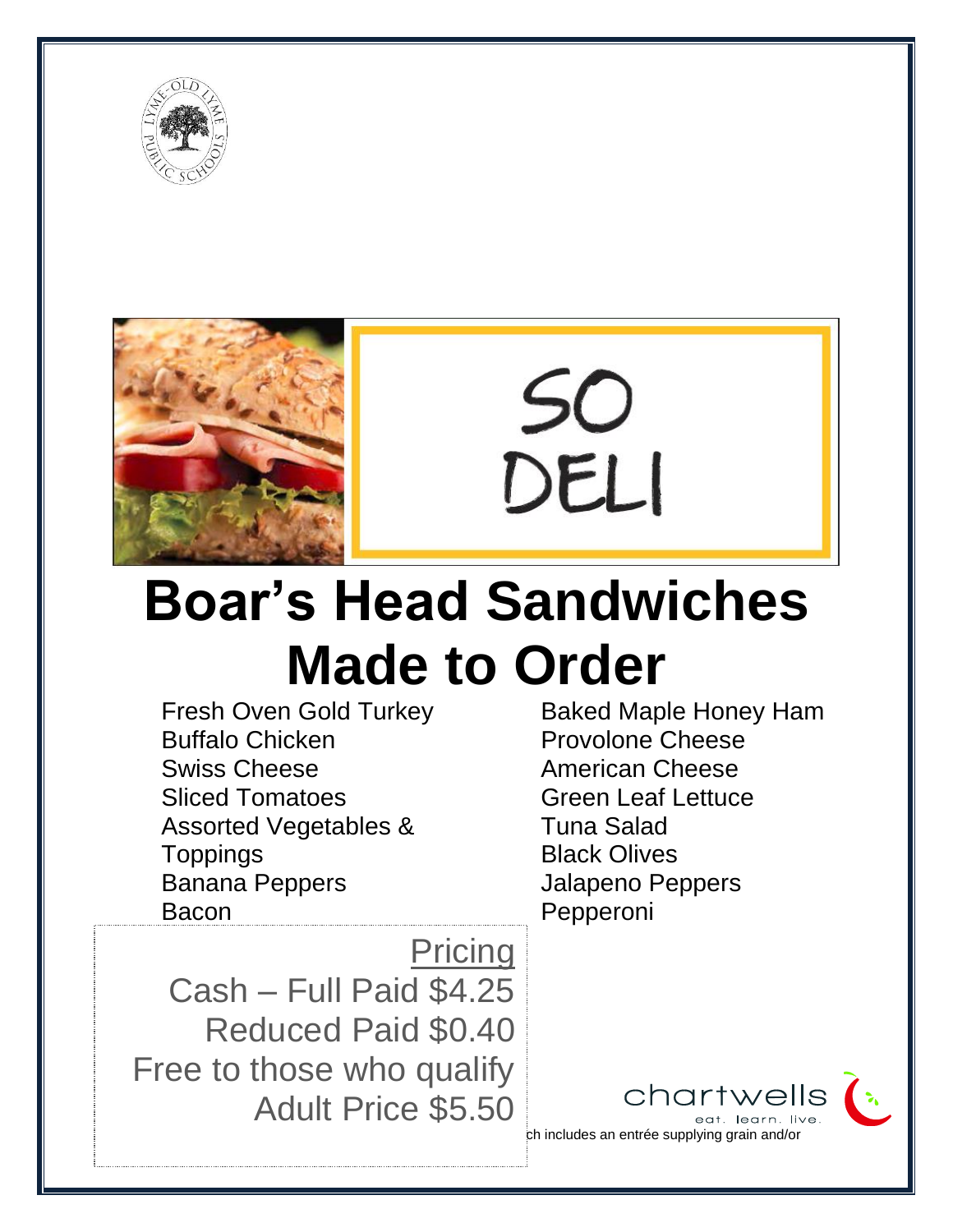SO DELI

# Boar's Head Sandwiches Made to Order

Fresh Oven Gold Turkey
Buffalo Chicken
Swiss Cheese
Sliced Tomatoes
Assorted Vegetables & Toppings
Banana Peppers
Bacon

Baked Maple Honey Ham
Provolone Cheese
American Cheese
Green Leaf Lettuce
Tuna Salad
Black Olives
Jalapeno Peppers
Pepperoni

Pricing

Cash – Full Paid $4.25
Reduced Paid $0.40
Free to those who qualify
Adult Price $5.50

chartwells
eat. learn. live.

ch includes an entrée supplying grain and/or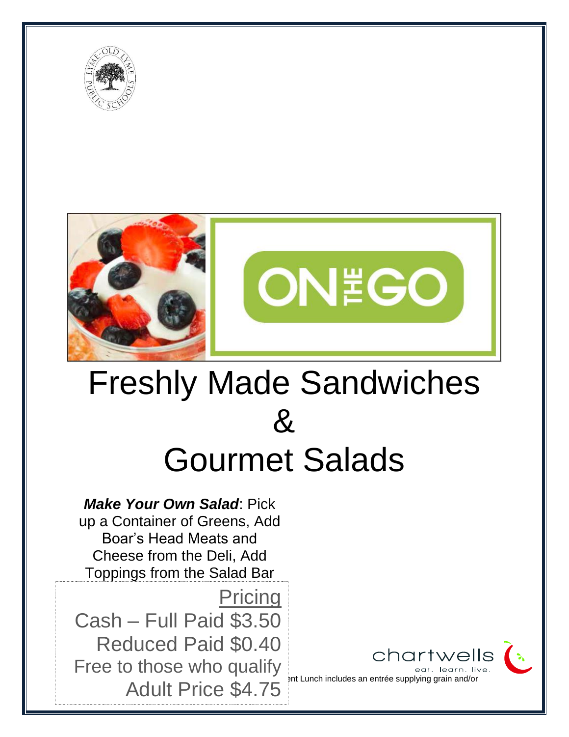ON THE GO

# Freshly Made Sandwiches
# &
# Gourmet Salads

***Make Your Own Salad***: Pick up a Container of Greens, Add Boar's Head Meats and Cheese from the Deli, Add Toppings from the Salad Bar

Pricing

Cash – Full Paid $3.50

Reduced Paid $0.40

Free to those who qualify

Adult Price $4.75

ent Lunch includes an entrée supplying grain and/or

chartwells

eat. learn. live.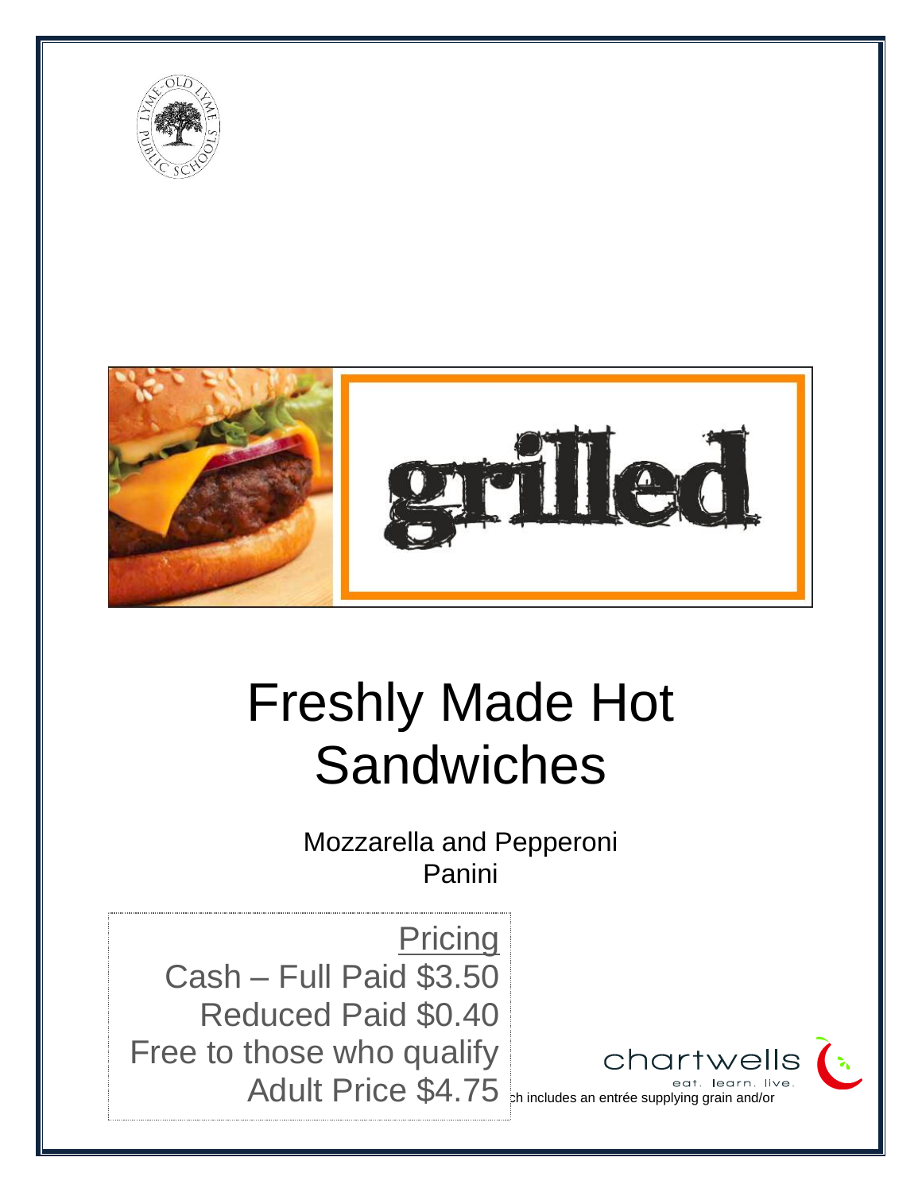# Freshly Made Hot Sandwiches

Mozzarella and Pepperoni Panini

Pricing

Cash – Full Paid $3.50

Reduced Paid $0.40

Free to those who qualify

Adult Price $4.75

ch includes an entrée supplying grain and/or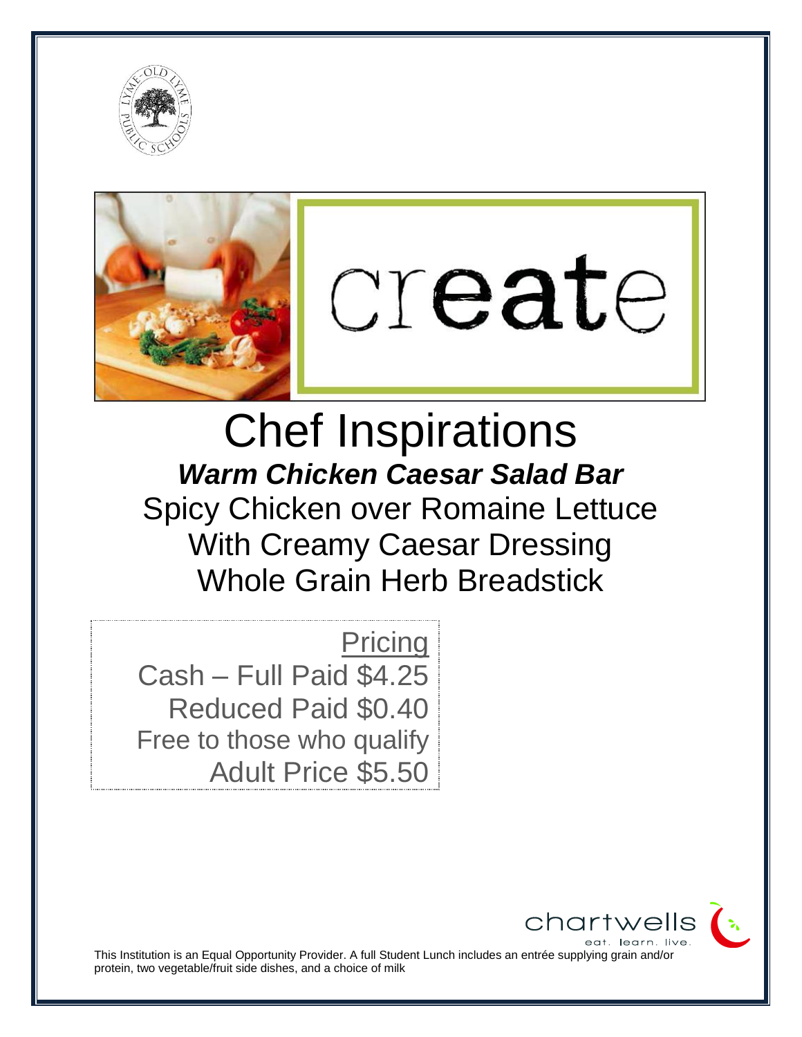create

# Chef Inspirations

## ***Warm Chicken Caesar Salad Bar***

Spicy Chicken over Romaine Lettuce
With Creamy Caesar Dressing
Whole Grain Herb Breadstick

Pricing

Cash – Full Paid $4.25
Reduced Paid $0.40
Free to those who qualify
Adult Price $5.50

chartwells
eat. learn. live.

This Institution is an Equal Opportunity Provider. A full Student Lunch includes an entrée supplying grain and/or protein, two vegetable/fruit side dishes, and a choice of milk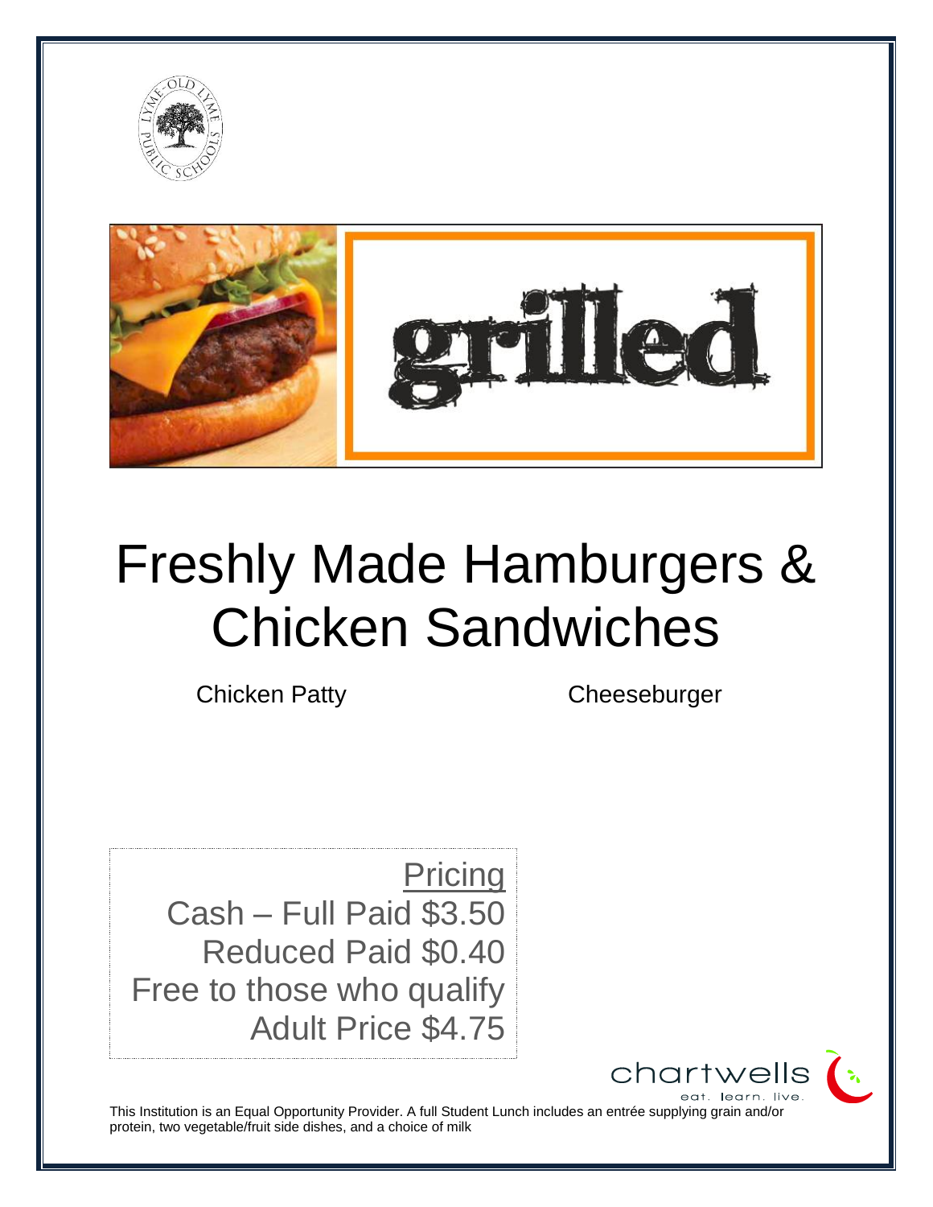grilled

# Freshly Made Hamburgers & Chicken Sandwiches

Chicken Patty

Cheeseburger

Pricing

Cash – Full Paid $3.50

Reduced Paid $0.40

Free to those who qualify

Adult Price $4.75

chartwells
eat. learn. live.

This Institution is an Equal Opportunity Provider. A full Student Lunch includes an entrée supplying grain and/or protein, two vegetable/fruit side dishes, and a choice of milk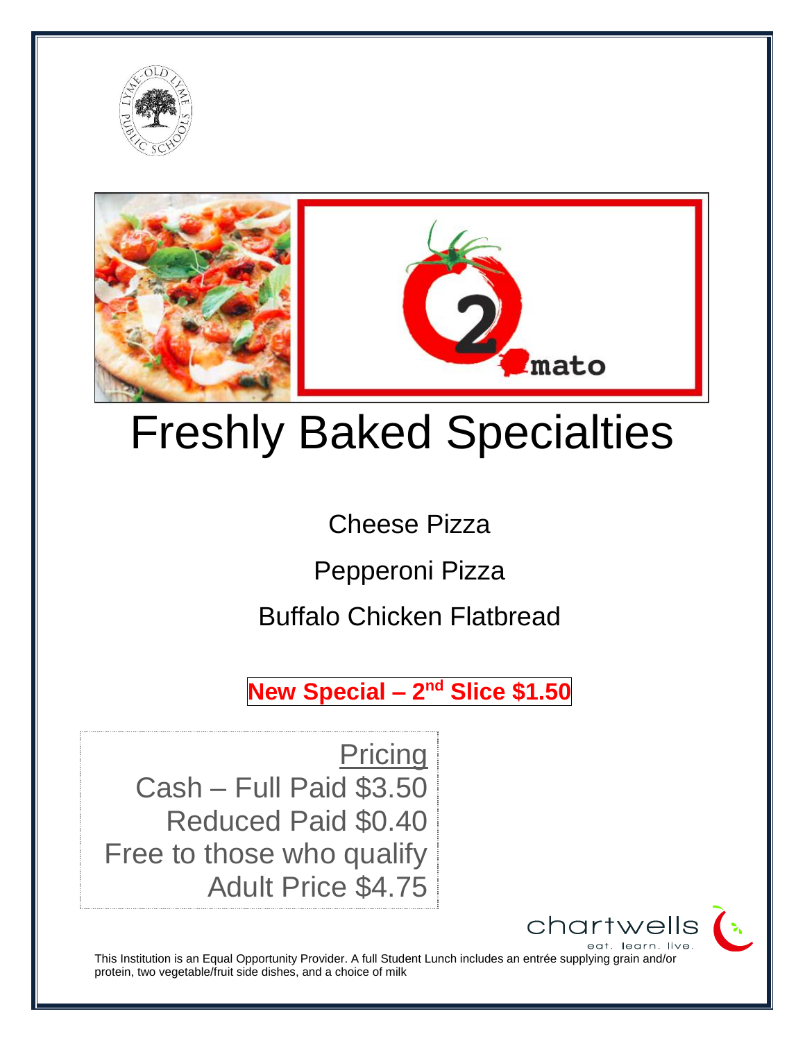# Freshly Baked Specialties

Cheese Pizza

Pepperoni Pizza

Buffalo Chicken Flatbread

**New Special – 2nd Slice $1.50**

Pricing

Cash – Full Paid $3.50

Reduced Paid $0.40

Free to those who qualify

Adult Price $4.75

This Institution is an Equal Opportunity Provider. A full Student Lunch includes an entrée supplying grain and/or protein, two vegetable/fruit side dishes, and a choice of milk